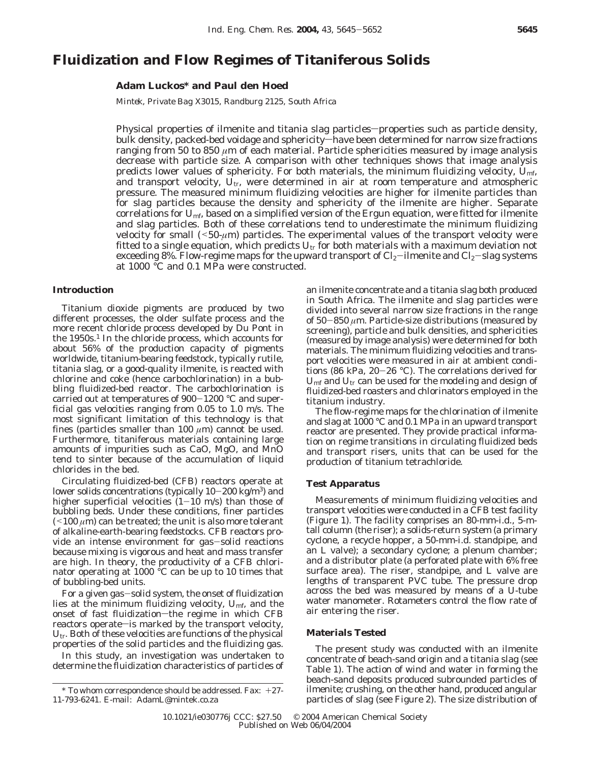# Fluidization and Flow Regimes of Titaniferous Solids

**Adam Luckos* and Paul den Hoed**

*Mintek, Private Bag X3015, Randburg 2125, South Africa*

Physical properties of ilmenite and titania slag particles—properties such as particle density, bulk density, packed-bed voidage and sphericity—have been determined for narrow size fractions ranging from 50 to 850 $\mu$m of each material. Particle sphericities measured by image analysis decrease with particle size. A comparison with other techniques shows that image analysis predicts lower values of sphericity. For both materials, the minimum fluidizing velocity, $U_{mf}$, and transport velocity, $U_{tr}$, were determined in air at room temperature and atmospheric pressure. The measured minimum fluidizing velocities are higher for ilmenite particles than for slag particles because the density and sphericity of the ilmenite are higher. Separate correlations for $U_{mf}$, based on a simplified version of the Ergun equation, were fitted for ilmenite and slag particles. Both of these correlations tend to underestimate the minimum fluidizing velocity for small (<50-$\mu$m) particles. The experimental values of the transport velocity were fitted to a single equation, which predicts $U_{tr}$ for both materials with a maximum deviation not exceeding 8%. Flow-regime maps for the upward transport of $Cl_2$–ilmenite and $Cl_2$–slag systems at 1000 °C and 0.1 MPa were constructed.

## Introduction

Titanium dioxide pigments are produced by two different processes, the older sulfate process and the more recent chloride process developed by Du Pont in the 1950s.[1] In the chloride process, which accounts for about 56% of the production capacity of pigments worldwide, titanium-bearing feedstock, typically rutile, titania slag, or a good-quality ilmenite, is reacted with chlorine and coke (hence carbochlorination) in a bubbling fluidized-bed reactor. The carbochlorination is carried out at temperatures of 900–1200 °C and superficial gas velocities ranging from 0.05 to 1.0 m/s. The most significant limitation of this technology is that fines (particles smaller than 100 $\mu$m) cannot be used. Furthermore, titaniferous materials containing large amounts of impurities such as CaO, MgO, and MnO tend to sinter because of the accumulation of liquid chlorides in the bed.

Circulating fluidized-bed (CFB) reactors operate at lower solids concentrations (typically 10–200 kg/m$^3$) and higher superficial velocities (1–10 m/s) than those of bubbling beds. Under these conditions, finer particles (<100 $\mu$m) can be treated; the unit is also more tolerant of alkaline-earth-bearing feedstocks. CFB reactors provide an intense environment for gas–solid reactions because mixing is vigorous and heat and mass transfer are high. In theory, the productivity of a CFB chlorinator operating at 1000 °C can be up to 10 times that of bubbling-bed units.

For a given gas–solid system, the onset of fluidization lies at the minimum fluidizing velocity, $U_{mf}$, and the onset of fast fluidization—the regime in which CFB reactors operate—is marked by the transport velocity, $U_{tr}$. Both of these velocities are functions of the physical properties of the solid particles and the fluidizing gas.

In this study, an investigation was undertaken to determine the fluidization characteristics of particles of an ilmenite concentrate and a titania slag both produced in South Africa. The ilmenite and slag particles were divided into several narrow size fractions in the range of 50–850 $\mu$m. Particle-size distributions (measured by screening), particle and bulk densities, and sphericities (measured by image analysis) were determined for both materials. The minimum fluidizing velocities and transport velocities were measured in air at ambient conditions (86 kPa, 20–26 °C). The correlations derived for $U_{mf}$ and $U_{tr}$ can be used for the modeling and design of fluidized-bed roasters and chlorinators employed in the titanium industry.

The flow-regime maps for the chlorination of ilmenite and slag at 1000 °C and 0.1 MPa in an upward transport reactor are presented. They provide practical information on regime transitions in circulating fluidized beds and transport risers, units that can be used for the production of titanium tetrachloride.

## Test Apparatus

Measurements of minimum fluidizing velocities and transport velocities were conducted in a CFB test facility (Figure 1). The facility comprises an 80-mm-i.d., 5-m-tall column (the riser); a solids-return system (a primary cyclone, a recycle hopper, a 50-mm-i.d. standpipe, and an L valve); a secondary cyclone; a plenum chamber; and a distributor plate (a perforated plate with 6% free surface area). The riser, standpipe, and L valve are lengths of transparent PVC tube. The pressure drop across the bed was measured by means of a U-tube water manometer. Rotameters control the flow rate of air entering the riser.

## Materials Tested

The present study was conducted with an ilmenite concentrate of beach-sand origin and a titania slag (see Table 1). The action of wind and water in forming the beach-sand deposits produced subrounded particles of ilmenite; crushing, on the other hand, produced angular particles of slag (see Figure 2). The size distribution of

\* To whom correspondence should be addressed. Fax: +27-11-793-6241. E-mail: AdamL@mintek.co.za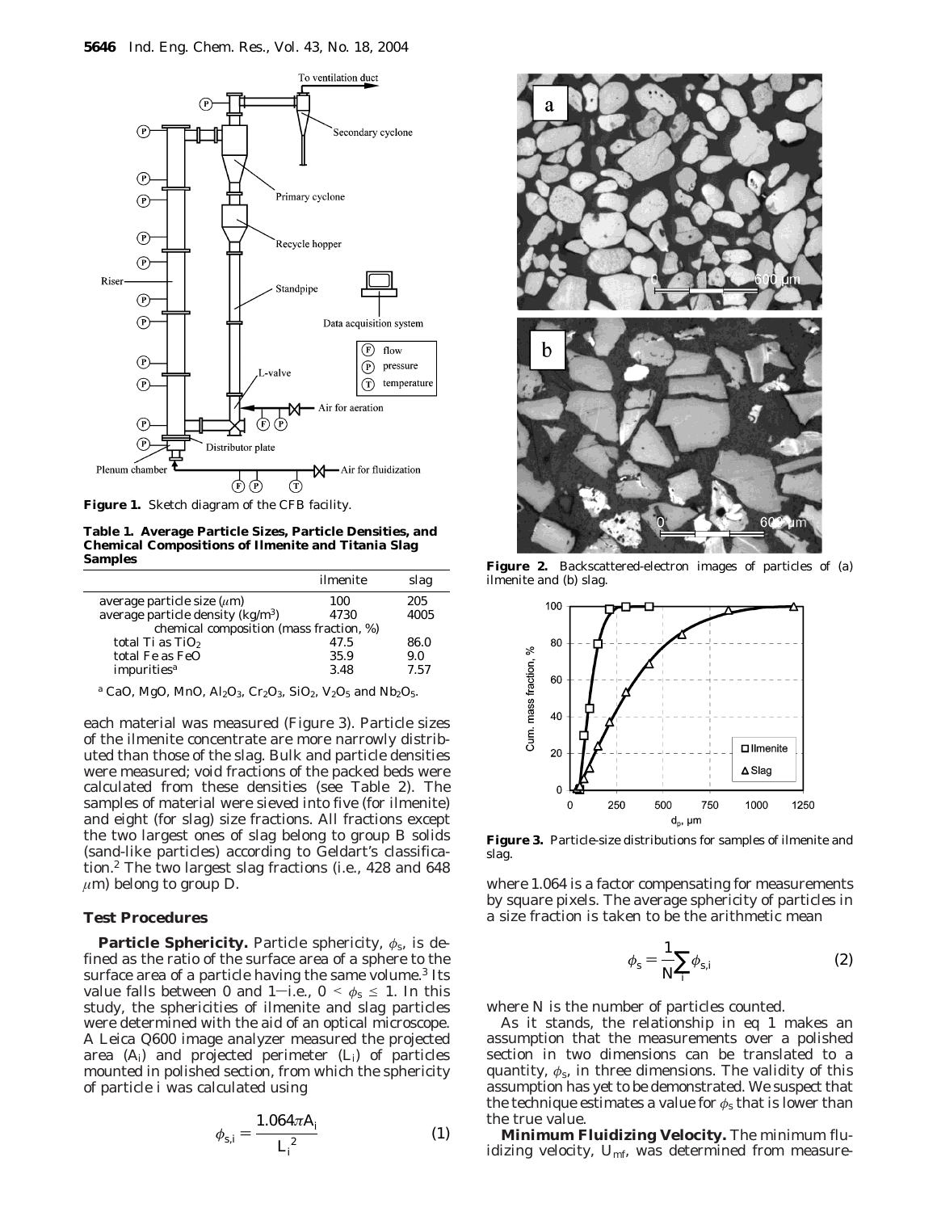**Figure 1.** Sketch diagram of the CFB facility.

**Table 1. Average Particle Sizes, Particle Densities, and Chemical Compositions of Ilmenite and Titania Slag Samples**

| | ilmenite | slag |
|---|---|---|
| average particle size ($\mu$m) | 100 | 205 |
| average particle density (kg/m$^3$) | 4730 | 4005 |
| chemical composition (mass fraction, %) | | |
| total Ti as $TiO_2$ | 47.5 | 86.0 |
| total Fe as FeO | 35.9 | 9.0 |
| impurities[a] | 3.48 | 7.57 |

[a] CaO, MgO, MnO, $Al_2O_3$, $Cr_2O_3$, $SiO_2$, $V_2O_5$ and $Nb_2O_5$.

each material was measured (Figure 3). Particle sizes of the ilmenite concentrate are more narrowly distributed than those of the slag. Bulk and particle densities were measured; void fractions of the packed beds were calculated from these densities (see Table 2). The samples of material were sieved into five (for ilmenite) and eight (for slag) size fractions. All fractions except the two largest ones of slag belong to group B solids (sand-like particles) according to Geldart's classification.[2] The two largest slag fractions (i.e., 428 and 648 $\mu$m) belong to group D.

## Test Procedures

**Particle Sphericity.** Particle sphericity, $\phi_s$, is defined as the ratio of the surface area of a sphere to the surface area of a particle having the same volume.[3] Its value falls between 0 and 1—i.e., $0 < \phi_s \leq 1$. In this study, the sphericities of ilmenite and slag particles were determined with the aid of an optical microscope. A Leica Q600 image analyzer measured the projected area ($A_i$) and projected perimeter ($L_i$) of particles mounted in polished section, from which the sphericity of particle $i$ was calculated using

$$\phi_{s,i} = \frac{1.064\pi A_i}{L_i^{\,2}} \qquad (1)$$

**Figure 2.** Backscattered-electron images of particles of (a) ilmenite and (b) slag.

**Figure 3.** Particle-size distributions for samples of ilmenite and slag.

where 1.064 is a factor compensating for measurements by square pixels. The average sphericity of particles in a size fraction is taken to be the arithmetic mean

$$\phi_s = \frac{1}{N}\sum_i \phi_{s,i} \qquad (2)$$

where $N$ is the number of particles counted.

As it stands, the relationship in eq 1 makes an assumption that the measurements over a polished section in two dimensions can be translated to a quantity, $\phi_s$, in three dimensions. The validity of this assumption has yet to be demonstrated. We suspect that the technique estimates a value for $\phi_s$ that is lower than the true value.

**Minimum Fluidizing Velocity.** The minimum fluidizing velocity, $U_{mf}$, was determined from measure-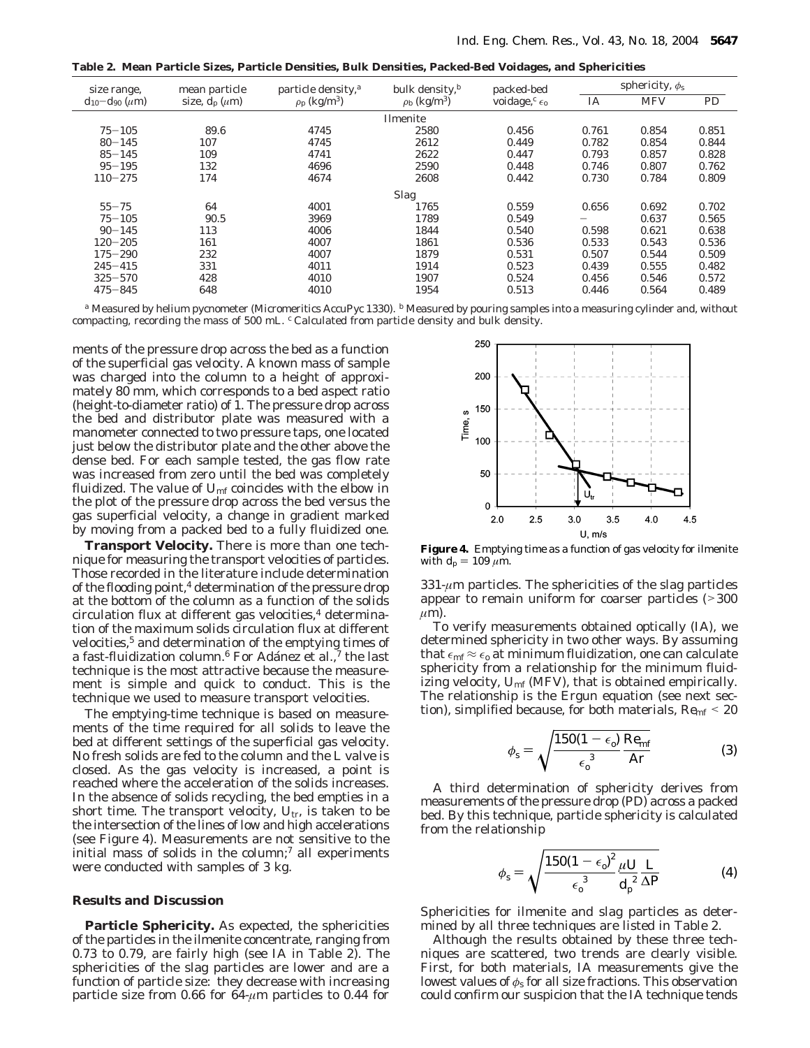**Table 2. Mean Particle Sizes, Particle Densities, Bulk Densities, Packed-Bed Voidages, and Sphericities**

| size range, $d_{10}-d_{90}$ ($\mu$m) | mean particle size, $d_p$ ($\mu$m) | particle density,[a] $\rho_p$ (kg/m$^3$) | bulk density,[b] $\rho_b$ (kg/m$^3$) | packed-bed voidage,[c] $\epsilon_o$ | sphericity, $\phi_s$ | | |
|---|---|---|---|---|---|---|---|
| | | | | | IA | MFV | PD |
| | | | Ilmenite | | | | |
| 75−105 | 89.6 | 4745 | 2580 | 0.456 | 0.761 | 0.854 | 0.851 |
| 80−145 | 107 | 4745 | 2612 | 0.449 | 0.782 | 0.854 | 0.844 |
| 85−145 | 109 | 4741 | 2622 | 0.447 | 0.793 | 0.857 | 0.828 |
| 95−195 | 132 | 4696 | 2590 | 0.448 | 0.746 | 0.807 | 0.762 |
| 110−275 | 174 | 4674 | 2608 | 0.442 | 0.730 | 0.784 | 0.809 |
| | | | Slag | | | | |
| 55−75 | 64 | 4001 | 1765 | 0.559 | 0.656 | 0.692 | 0.702 |
| 75−105 | 90.5 | 3969 | 1789 | 0.549 | − | 0.637 | 0.565 |
| 90−145 | 113 | 4006 | 1844 | 0.540 | 0.598 | 0.621 | 0.638 |
| 120−205 | 161 | 4007 | 1861 | 0.536 | 0.533 | 0.543 | 0.536 |
| 175−290 | 232 | 4007 | 1879 | 0.531 | 0.507 | 0.544 | 0.509 |
| 245−415 | 331 | 4011 | 1914 | 0.523 | 0.439 | 0.555 | 0.482 |
| 325−570 | 428 | 4010 | 1907 | 0.524 | 0.456 | 0.546 | 0.572 |
| 475−845 | 648 | 4010 | 1954 | 0.513 | 0.446 | 0.564 | 0.489 |

[a] Measured by helium pycnometer (Micromeritics AccuPyc 1330). [b] Measured by pouring samples into a measuring cylinder and, without compacting, recording the mass of 500 mL. [c] Calculated from particle density and bulk density.

ments of the pressure drop across the bed as a function of the superficial gas velocity. A known mass of sample was charged into the column to a height of approximately 80 mm, which corresponds to a bed aspect ratio (height-to-diameter ratio) of 1. The pressure drop across the bed and distributor plate was measured with a manometer connected to two pressure taps, one located just below the distributor plate and the other above the dense bed. For each sample tested, the gas flow rate was increased from zero until the bed was completely fluidized. The value of $U_{mf}$ coincides with the elbow in the plot of the pressure drop across the bed versus the gas superficial velocity, a change in gradient marked by moving from a packed bed to a fully fluidized one.

**Transport Velocity.** There is more than one technique for measuring the transport velocities of particles. Those recorded in the literature include determination of the flooding point,[4] determination of the pressure drop at the bottom of the column as a function of the solids circulation flux at different gas velocities,[4] determination of the maximum solids circulation flux at different velocities,[5] and determination of the emptying times of a fast-fluidization column.[6] For Adánez et al.,[7] the last technique is the most attractive because the measurement is simple and quick to conduct. This is the technique we used to measure transport velocities.

The emptying-time technique is based on measurements of the time required for all solids to leave the bed at different settings of the superficial gas velocity. No fresh solids are fed to the column and the L valve is closed. As the gas velocity is increased, a point is reached where the acceleration of the solids increases. In the absence of solids recycling, the bed empties in a short time. The transport velocity, $U_{tr}$, is taken to be the intersection of the lines of low and high accelerations (see Figure 4). Measurements are not sensitive to the initial mass of solids in the column;[7] all experiments were conducted with samples of 3 kg.

**Figure 4.** Emptying time as a function of gas velocity for ilmenite with $d_p = 109\ \mu$m.

## Results and Discussion

**Particle Sphericity.** As expected, the sphericities of the particles in the ilmenite concentrate, ranging from 0.73 to 0.79, are fairly high (see IA in Table 2). The sphericities of the slag particles are lower and are a function of particle size: they decrease with increasing particle size from 0.66 for 64-$\mu$m particles to 0.44 for 331-$\mu$m particles. The sphericities of the slag particles appear to remain uniform for coarser particles (>300 $\mu$m).

To verify measurements obtained optically (IA), we determined sphericity in two other ways. By assuming that $\epsilon_{mf} \approx \epsilon_o$ at minimum fluidization, one can calculate sphericity from a relationship for the minimum fluidizing velocity, $U_{mf}$ (MFV), that is obtained empirically. The relationship is the Ergun equation (see next section), simplified because, for both materials, $Re_{mf} < 20$

$$\phi_s = \sqrt{\frac{150(1-\epsilon_o)}{\epsilon_o^{\,3}}\frac{Re_{mf}}{Ar}} \tag{3}$$

A third determination of sphericity derives from measurements of the pressure drop (PD) across a packed bed. By this technique, particle sphericity is calculated from the relationship

$$\phi_s = \sqrt{\frac{150(1-\epsilon_o)^2}{\epsilon_o^{\,3}}\frac{\mu U}{d_p^{\,2}}\frac{L}{\Delta P}} \tag{4}$$

Sphericities for ilmenite and slag particles as determined by all three techniques are listed in Table 2.

Although the results obtained by these three techniques are scattered, two trends are clearly visible. First, for both materials, IA measurements give the lowest values of $\phi_s$ for all size fractions. This observation could confirm our suspicion that the IA technique tends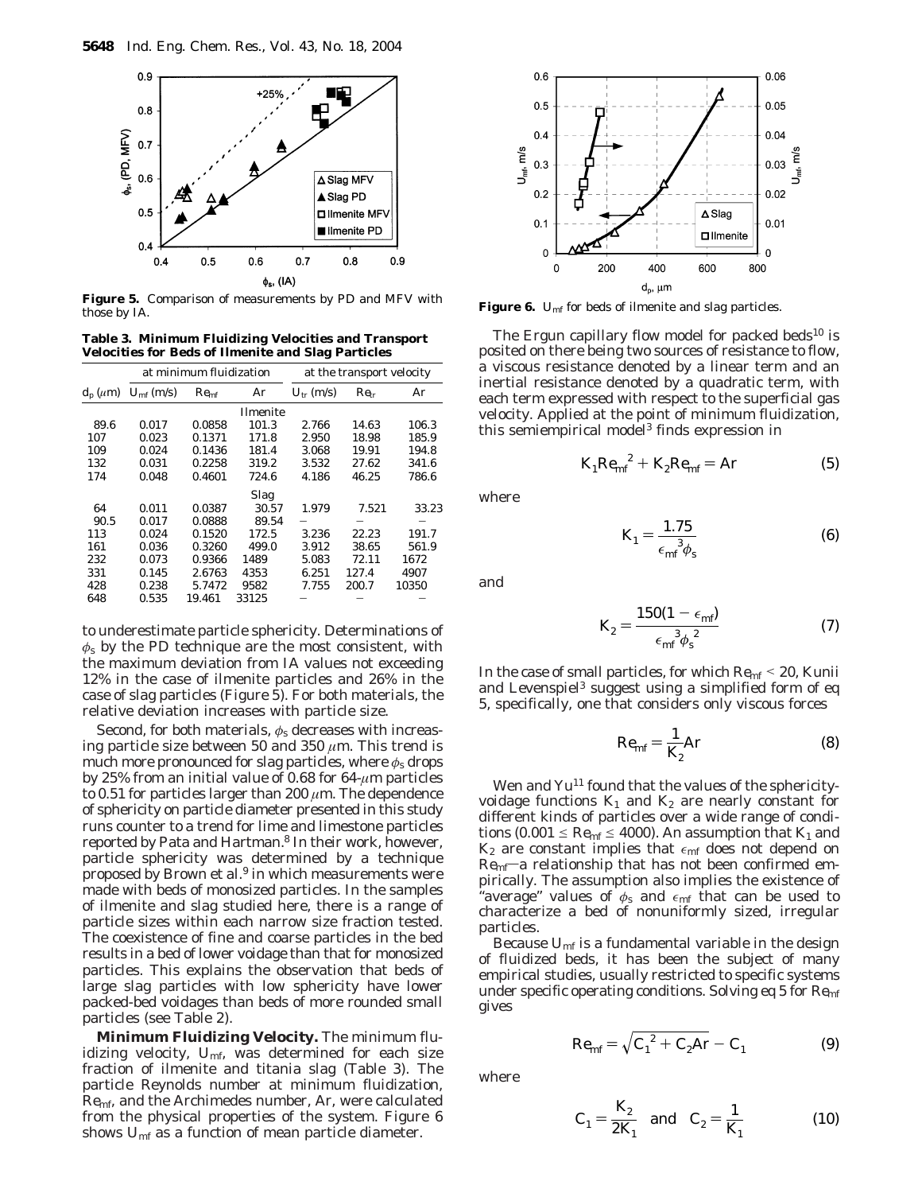**Figure 5.** Comparison of measurements by PD and MFV with those by IA.

**Table 3. Minimum Fluidizing Velocities and Transport Velocities for Beds of Ilmenite and Slag Particles**

| | at minimum fluidization | | | at the transport velocity | | |
|---|---|---|---|---|---|---|
| $d_p$ (μm) | $U_{mf}$ (m/s) | $Re_{mf}$ | Ar | $U_{tr}$ (m/s) | $Re_{tr}$ | Ar |
| | | | Ilmenite | | | |
| 89.6 | 0.017 | 0.0858 | 101.3 | 2.766 | 14.63 | 106.3 |
| 107 | 0.023 | 0.1371 | 171.8 | 2.950 | 18.98 | 185.9 |
| 109 | 0.024 | 0.1436 | 181.4 | 3.068 | 19.91 | 194.8 |
| 132 | 0.031 | 0.2258 | 319.2 | 3.532 | 27.62 | 341.6 |
| 174 | 0.048 | 0.4601 | 724.6 | 4.186 | 46.25 | 786.6 |
| | | | Slag | | | |
| 64 | 0.011 | 0.0387 | 30.57 | 1.979 | 7.521 | 33.23 |
| 90.5 | 0.017 | 0.0888 | 89.54 | – | – | – |
| 113 | 0.024 | 0.1520 | 172.5 | 3.236 | 22.23 | 191.7 |
| 161 | 0.036 | 0.3260 | 499.0 | 3.912 | 38.65 | 561.9 |
| 232 | 0.073 | 0.9366 | 1489 | 5.083 | 72.11 | 1672 |
| 331 | 0.145 | 2.6763 | 4353 | 6.251 | 127.4 | 4907 |
| 428 | 0.238 | 5.7472 | 9582 | 7.755 | 200.7 | 10350 |
| 648 | 0.535 | 19.461 | 33125 | – | – | – |

to underestimate particle sphericity. Determinations of $\phi_s$ by the PD technique are the most consistent, with the maximum deviation from IA values not exceeding 12% in the case of ilmenite particles and 26% in the case of slag particles (Figure 5). For both materials, the relative deviation increases with particle size.

Second, for both materials, $\phi_s$ decreases with increasing particle size between 50 and 350 μm. This trend is much more pronounced for slag particles, where $\phi_s$ drops by 25% from an initial value of 0.68 for 64-μm particles to 0.51 for particles larger than 200 μm. The dependence of sphericity on particle diameter presented in this study runs counter to a trend for lime and limestone particles reported by Pata and Hartman.[8] In their work, however, particle sphericity was determined by a technique proposed by Brown et al.[9] in which measurements were made with beds of monosized particles. In the samples of ilmenite and slag studied here, there is a range of particle sizes within each narrow size fraction tested. The coexistence of fine and coarse particles in the bed results in a bed of lower voidage than that for monosized particles. This explains the observation that beds of large slag particles with low sphericity have lower packed-bed voidages than beds of more rounded small particles (see Table 2).

**Minimum Fluidizing Velocity.** The minimum fluidizing velocity, $U_{mf}$, was determined for each size fraction of ilmenite and titania slag (Table 3). The particle Reynolds number at minimum fluidization, $Re_{mf}$, and the Archimedes number, Ar, were calculated from the physical properties of the system. Figure 6 shows $U_{mf}$ as a function of mean particle diameter.

**Figure 6.** $U_{mf}$ for beds of ilmenite and slag particles.

The Ergun capillary flow model for packed beds[10] is posited on there being two sources of resistance to flow, a viscous resistance denoted by a linear term and an inertial resistance denoted by a quadratic term, with each term expressed with respect to the superficial gas velocity. Applied at the point of minimum fluidization, this semiempirical model[3] finds expression in

$$K_1 Re_{mf}^2 + K_2 Re_{mf} = Ar \tag{5}$$

where

$$K_1 = \frac{1.75}{\epsilon_{mf}^3 \phi_s} \tag{6}$$

and

$$K_2 = \frac{150(1 - \epsilon_{mf})}{\epsilon_{mf}^3 \phi_s^2} \tag{7}$$

In the case of small particles, for which $Re_{mf} < 20$, Kunii and Levenspiel[3] suggest using a simplified form of eq 5, specifically, one that considers only viscous forces

$$Re_{mf} = \frac{1}{K_2} Ar \tag{8}$$

Wen and Yu[11] found that the values of the sphericity-voidage functions $K_1$ and $K_2$ are nearly constant for different kinds of particles over a wide range of conditions ($0.001 \leq Re_{mf} \leq 4000$). An assumption that $K_1$ and $K_2$ are constant implies that $\epsilon_{mf}$ does not depend on $Re_{mf}$—a relationship that has not been confirmed empirically. The assumption also implies the existence of "average" values of $\phi_s$ and $\epsilon_{mf}$ that can be used to characterize a bed of nonuniformly sized, irregular particles.

Because $U_{mf}$ is a fundamental variable in the design of fluidized beds, it has been the subject of many empirical studies, usually restricted to specific systems under specific operating conditions. Solving eq 5 for $Re_{mf}$ gives

$$Re_{mf} = \sqrt{C_1^2 + C_2 Ar} - C_1 \tag{9}$$

where

$$C_1 = \frac{K_2}{2K_1} \quad \text{and} \quad C_2 = \frac{1}{K_1} \tag{10}$$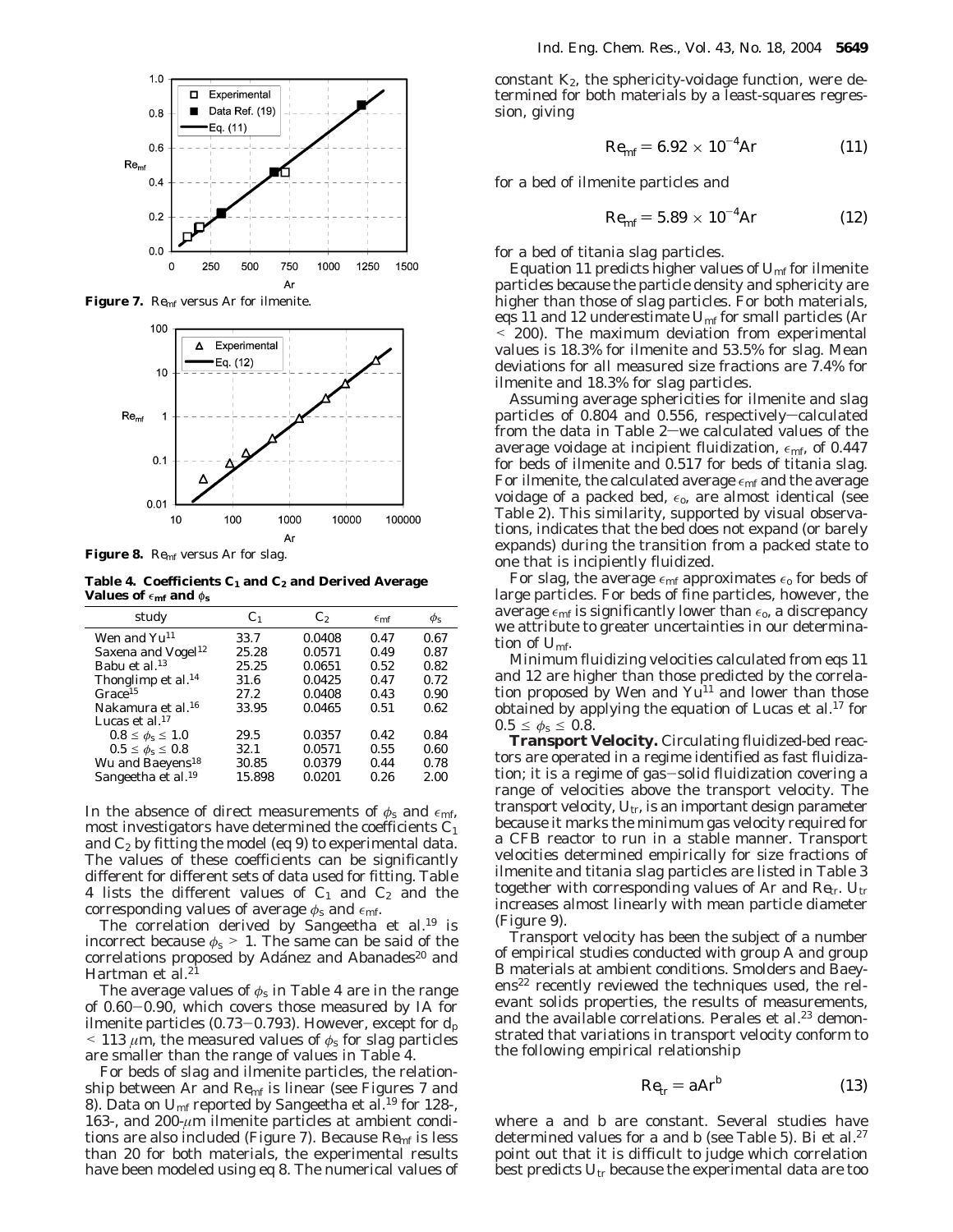**Figure 7.** $Re_{mf}$ versus Ar for ilmenite.

**Figure 8.** $Re_{mf}$ versus Ar for slag.

**Table 4. Coefficients $C_1$ and $C_2$ and Derived Average Values of $\epsilon_{mf}$ and $\phi_s$**

| study | $C_1$ | $C_2$ | $\epsilon_{mf}$ | $\phi_s$ |
|---|---|---|---|---|
| Wen and Yu[11] | 33.7 | 0.0408 | 0.47 | 0.67 |
| Saxena and Vogel[12] | 25.28 | 0.0571 | 0.49 | 0.87 |
| Babu et al.[13] | 25.25 | 0.0651 | 0.52 | 0.82 |
| Thonglimp et al.[14] | 31.6 | 0.0425 | 0.47 | 0.72 |
| Grace[15] | 27.2 | 0.0408 | 0.43 | 0.90 |
| Nakamura et al.[16] | 33.95 | 0.0465 | 0.51 | 0.62 |
| Lucas et al.[17] | | | | |
| $0.8 \leq \phi_s \leq 1.0$ | 29.5 | 0.0357 | 0.42 | 0.84 |
| $0.5 \leq \phi_s \leq 0.8$ | 32.1 | 0.0571 | 0.55 | 0.60 |
| Wu and Baeyens[18] | 30.85 | 0.0379 | 0.44 | 0.78 |
| Sangeetha et al.[19] | 15.898 | 0.0201 | 0.26 | 2.00 |

In the absence of direct measurements of $\phi_s$ and $\epsilon_{mf}$, most investigators have determined the coefficients $C_1$ and $C_2$ by fitting the model (eq 9) to experimental data. The values of these coefficients can be significantly different for different sets of data used for fitting. Table 4 lists the different values of $C_1$ and $C_2$ and the corresponding values of average $\phi_s$ and $\epsilon_{mf}$.

The correlation derived by Sangeetha et al.[19] is incorrect because $\phi_s > 1$. The same can be said of the correlations proposed by Adánez and Abanades[20] and Hartman et al.[21]

The average values of $\phi_s$ in Table 4 are in the range of 0.60–0.90, which covers those measured by IA for ilmenite particles (0.73–0.793). However, except for $d_p < 113$ μm, the measured values of $\phi_s$ for slag particles are smaller than the range of values in Table 4.

For beds of slag and ilmenite particles, the relationship between Ar and $Re_{mf}$ is linear (see Figures 7 and 8). Data on $U_{mf}$ reported by Sangeetha et al.[19] for 128-, 163-, and 200-μm ilmenite particles at ambient conditions are also included (Figure 7). Because $Re_{mf}$ is less than 20 for both materials, the experimental results have been modeled using eq 8. The numerical values of constant $K_2$, the sphericity-voidage function, were determined for both materials by a least-squares regression, giving

$$Re_{mf} = 6.92 \times 10^{-4} Ar \tag{11}$$

for a bed of ilmenite particles and

$$Re_{mf} = 5.89 \times 10^{-4} Ar \tag{12}$$

for a bed of titania slag particles.

Equation 11 predicts higher values of $U_{mf}$ for ilmenite particles because the particle density and sphericity are higher than those of slag particles. For both materials, eqs 11 and 12 underestimate $U_{mf}$ for small particles (Ar < 200). The maximum deviation from experimental values is 18.3% for ilmenite and 53.5% for slag. Mean deviations for all measured size fractions are 7.4% for ilmenite and 18.3% for slag particles.

Assuming average sphericities for ilmenite and slag particles of 0.804 and 0.556, respectively—calculated from the data in Table 2—we calculated values of the average voidage at incipient fluidization, $\epsilon_{mf}$, of 0.447 for beds of ilmenite and 0.517 for beds of titania slag. For ilmenite, the calculated average $\epsilon_{mf}$ and the average voidage of a packed bed, $\epsilon_o$, are almost identical (see Table 2). This similarity, supported by visual observations, indicates that the bed does not expand (or barely expands) during the transition from a packed state to one that is incipiently fluidized.

For slag, the average $\epsilon_{mf}$ approximates $\epsilon_o$ for beds of large particles. For beds of fine particles, however, the average $\epsilon_{mf}$ is significantly lower than $\epsilon_o$, a discrepancy we attribute to greater uncertainties in our determination of $U_{mf}$.

Minimum fluidizing velocities calculated from eqs 11 and 12 are higher than those predicted by the correlation proposed by Wen and Yu[11] and lower than those obtained by applying the equation of Lucas et al.[17] for $0.5 \leq \phi_s \leq 0.8$.

**Transport Velocity.** Circulating fluidized-bed reactors are operated in a regime identified as fast fluidization; it is a regime of gas–solid fluidization covering a range of velocities above the transport velocity. The transport velocity, $U_{tr}$, is an important design parameter because it marks the minimum gas velocity required for a CFB reactor to run in a stable manner. Transport velocities determined empirically for size fractions of ilmenite and titania slag particles are listed in Table 3 together with corresponding values of Ar and $Re_{tr}$. $U_{tr}$ increases almost linearly with mean particle diameter (Figure 9).

Transport velocity has been the subject of a number of empirical studies conducted with group A and group B materials at ambient conditions. Smolders and Baeyens[22] recently reviewed the techniques used, the relevant solids properties, the results of measurements, and the available correlations. Perales et al.[23] demonstrated that variations in transport velocity conform to the following empirical relationship

$$Re_{tr} = a Ar^{b} \tag{13}$$

where a and b are constant. Several studies have determined values for a and b (see Table 5). Bi et al.[27] point out that it is difficult to judge which correlation best predicts $U_{tr}$ because the experimental data are too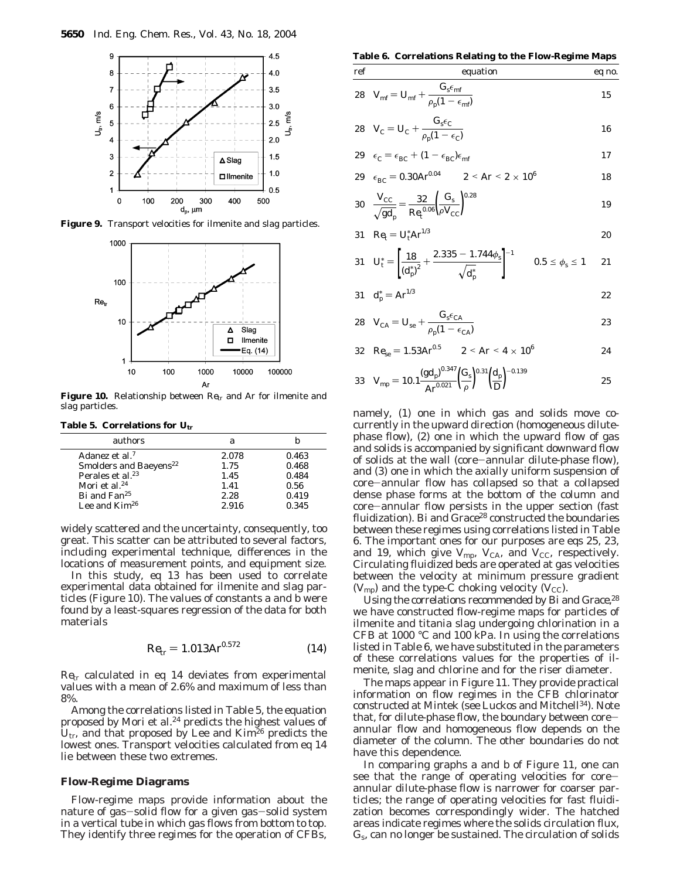**Figure 9.** Transport velocities for ilmenite and slag particles.

**Figure 10.** Relationship between $Re_{tr}$ and Ar for ilmenite and slag particles.

**Table 5. Correlations for $U_{tr}$**

| authors | a | b |
|---|---|---|
| Adanez et al.[7] | 2.078 | 0.463 |
| Smolders and Baeyens[22] | 1.75 | 0.468 |
| Perales et al.[23] | 1.45 | 0.484 |
| Mori et al.[24] | 1.41 | 0.56 |
| Bi and Fan[25] | 2.28 | 0.419 |
| Lee and Kim[26] | 2.916 | 0.345 |

widely scattered and the uncertainty, consequently, too great. This scatter can be attributed to several factors, including experimental technique, differences in the locations of measurement points, and equipment size.

In this study, eq 13 has been used to correlate experimental data obtained for ilmenite and slag particles (Figure 10). The values of constants a and b were found by a least-squares regression of the data for both materials

$$Re_{tr} = 1.013Ar^{0.572} \tag{14}$$

$Re_{tr}$ calculated in eq 14 deviates from experimental values with a mean of 2.6% and maximum of less than 8%.

Among the correlations listed in Table 5, the equation proposed by Mori et al.[24] predicts the highest values of $U_{tr}$, and that proposed by Lee and Kim[26] predicts the lowest ones. Transport velocities calculated from eq 14 lie between these two extremes.

## Flow-Regime Diagrams

Flow-regime maps provide information about the nature of gas–solid flow for a given gas–solid system in a vertical tube in which gas flows from bottom to top. They identify three regimes for the operation of CFBs,

**Table 6. Correlations Relating to the Flow-Regime Maps**

| ref | equation | eq no. |
|---|---|---|
| 28 | $V_{mf} = U_{mf} + \dfrac{G_s\epsilon_{mf}}{\rho_p(1-\epsilon_{mf})}$ | 15 |
| 28 | $V_C = U_C + \dfrac{G_s\epsilon_C}{\rho_p(1-\epsilon_C)}$ | 16 |
| 29 | $\epsilon_C = \epsilon_{BC} + (1-\epsilon_{BC})\epsilon_{mf}$ | 17 |
| 29 | $\epsilon_{BC} = 0.30Ar^{0.04} \qquad 2 < Ar < 2 \times 10^6$ | 18 |
| 30 | $\dfrac{V_{CC}}{\sqrt{gd_p}} = \dfrac{32}{Re_t^{0.06}}\left(\dfrac{G_s}{\rho V_{CC}}\right)^{0.28}$ | 19 |
| 31 | $Re_t = U_t^* Ar^{1/3}$ | 20 |
| 31 | $U_t^* = \left[\dfrac{18}{(d_p^*)^2} + \dfrac{2.335 - 1.744\phi_s}{\sqrt{d_p^*}}\right]^{-1} \qquad 0.5 \le \phi_s \le 1$ | 21 |
| 31 | $d_p^* = Ar^{1/3}$ | 22 |
| 28 | $V_{CA} = U_{se} + \dfrac{G_s\epsilon_{CA}}{\rho_p(1-\epsilon_{CA})}$ | 23 |
| 32 | $Re_{se} = 1.53Ar^{0.5} \qquad 2 < Ar < 4 \times 10^6$ | 24 |
| 33 | $V_{mp} = 10.1\dfrac{(gd_p)^{0.347}}{Ar^{0.021}}\left(\dfrac{G_s}{\rho}\right)^{0.31}\left(\dfrac{d_p}{D}\right)^{-0.139}$ | 25 |

namely, (1) one in which gas and solids move cocurrently in the upward direction (homogeneous dilute-phase flow), (2) one in which the upward flow of gas and solids is accompanied by significant downward flow of solids at the wall (core–annular dilute-phase flow), and (3) one in which the axially uniform suspension of core–annular flow has collapsed so that a collapsed dense phase forms at the bottom of the column and core–annular flow persists in the upper section (fast fluidization). Bi and Grace[28] constructed the boundaries between these regimes using correlations listed in Table 6. The important ones for our purposes are eqs 25, 23, and 19, which give $V_{mp}$, $V_{CA}$, and $V_{CC}$, respectively. Circulating fluidized beds are operated at gas velocities between the velocity at minimum pressure gradient ($V_{mp}$) and the type-C choking velocity ($V_{CC}$).

Using the correlations recommended by Bi and Grace,[28] we have constructed flow-regime maps for particles of ilmenite and titania slag undergoing chlorination in a CFB at 1000 °C and 100 kPa. In using the correlations listed in Table 6, we have substituted in the parameters of these correlations values for the properties of ilmenite, slag and chlorine and for the riser diameter.

The maps appear in Figure 11. They provide practical information on flow regimes in the CFB chlorinator constructed at Mintek (see Luckos and Mitchell[34]). Note that, for dilute-phase flow, the boundary between core–annular flow and homogeneous flow depends on the diameter of the column. The other boundaries do not have this dependence.

In comparing graphs a and b of Figure 11, one can see that the range of operating velocities for core–annular dilute-phase flow is narrower for coarser particles; the range of operating velocities for fast fluidization becomes correspondingly wider. The hatched areas indicate regimes where the solids circulation flux, $G_s$, can no longer be sustained. The circulation of solids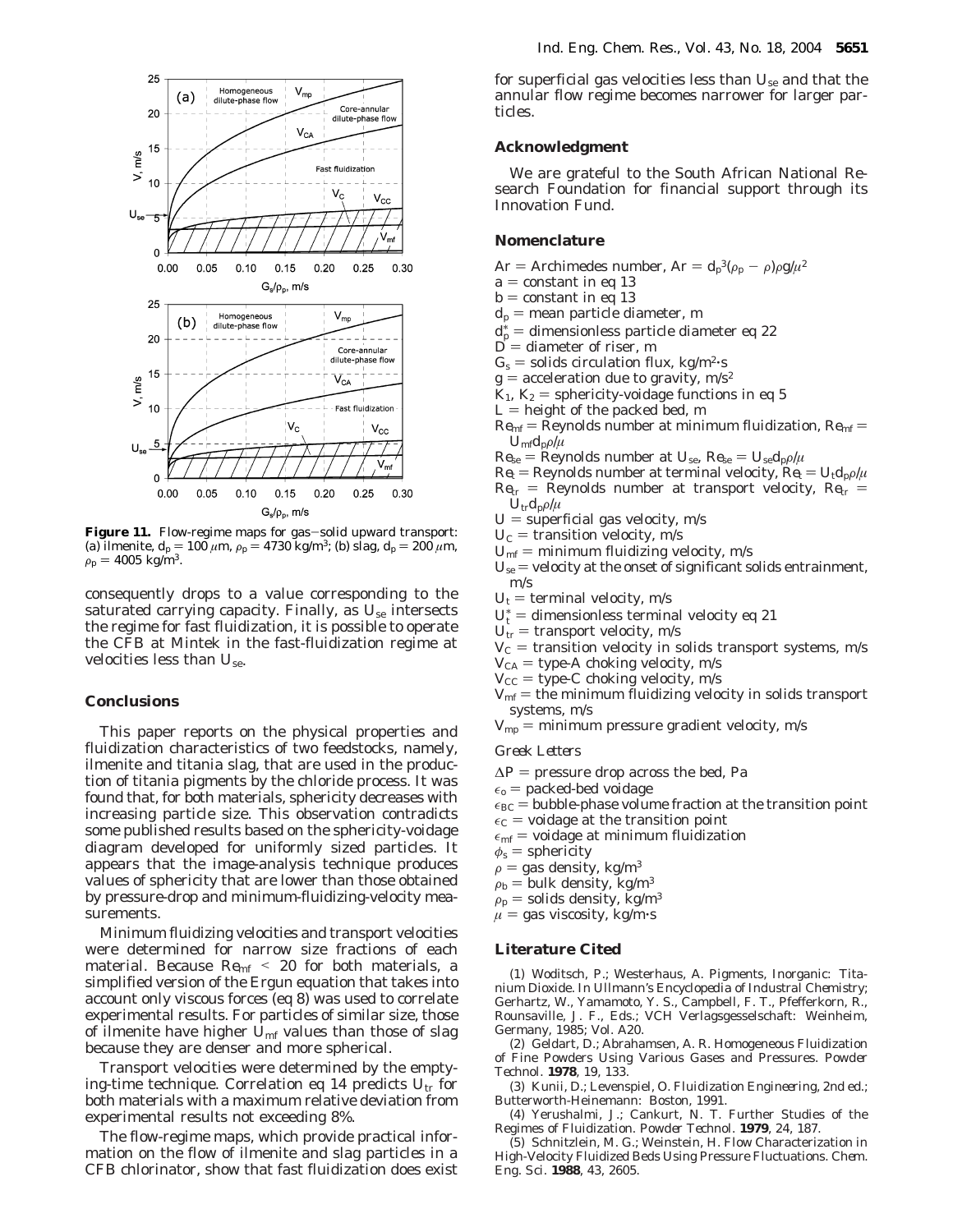**Figure 11.** Flow-regime maps for gas–solid upward transport: (a) ilmenite, $d_p = 100\ \mu m$, $\rho_p = 4730\ kg/m^3$; (b) slag, $d_p = 200\ \mu m$, $\rho_p = 4005\ kg/m^3$.

consequently drops to a value corresponding to the saturated carrying capacity. Finally, as $U_{se}$ intersects the regime for fast fluidization, it is possible to operate the CFB at Mintek in the fast-fluidization regime at velocities less than $U_{se}$.

## Conclusions

This paper reports on the physical properties and fluidization characteristics of two feedstocks, namely, ilmenite and titania slag, that are used in the production of titania pigments by the chloride process. It was found that, for both materials, sphericity decreases with increasing particle size. This observation contradicts some published results based on the sphericity-voidage diagram developed for uniformly sized particles. It appears that the image-analysis technique produces values of sphericity that are lower than those obtained by pressure-drop and minimum-fluidizing-velocity measurements.

Minimum fluidizing velocities and transport velocities were determined for narrow size fractions of each material. Because $Re_{mf} < 20$ for both materials, a simplified version of the Ergun equation that takes into account only viscous forces (eq 8) was used to correlate experimental results. For particles of similar size, those of ilmenite have higher $U_{mf}$ values than those of slag because they are denser and more spherical.

Transport velocities were determined by the emptying-time technique. Correlation eq 14 predicts $U_{tr}$ for both materials with a maximum relative deviation from experimental results not exceeding 8%.

The flow-regime maps, which provide practical information on the flow of ilmenite and slag particles in a CFB chlorinator, show that fast fluidization does exist for superficial gas velocities less than $U_{se}$ and that the annular flow regime becomes narrower for larger particles.

## Acknowledgment

We are grateful to the South African National Research Foundation for financial support through its Innovation Fund.

## Nomenclature

$Ar$ = Archimedes number, $Ar = d_p^3(\rho_p - \rho)\rho g/\mu^2$
$a$ = constant in eq 13
$b$ = constant in eq 13
$d_p$ = mean particle diameter, m
$d_p^*$ = dimensionless particle diameter eq 22
$D$ = diameter of riser, m
$G_s$ = solids circulation flux, kg/m²·s
$g$ = acceleration due to gravity, m/s²
$K_1$, $K_2$ = sphericity-voidage functions in eq 5
$L$ = height of the packed bed, m
$Re_{mf}$ = Reynolds number at minimum fluidization, $Re_{mf} = U_{mf}d_p\rho/\mu$
$Re_{se}$ = Reynolds number at $U_{se}$, $Re_{se} = U_{se}d_p\rho/\mu$
$Re_t$ = Reynolds number at terminal velocity, $Re_t = U_t d_p\rho/\mu$
$Re_{tr}$ = Reynolds number at transport velocity, $Re_{tr} = U_{tr}d_p\rho/\mu$
$U$ = superficial gas velocity, m/s
$U_C$ = transition velocity, m/s
$U_{mf}$ = minimum fluidizing velocity, m/s
$U_{se}$ = velocity at the onset of significant solids entrainment, m/s
$U_t$ = terminal velocity, m/s
$U_t^*$ = dimensionless terminal velocity eq 21
$U_{tr}$ = transport velocity, m/s
$V_C$ = transition velocity in solids transport systems, m/s
$V_{CA}$ = type-A choking velocity, m/s
$V_{CC}$ = type-C choking velocity, m/s
$V_{mf}$ = the minimum fluidizing velocity in solids transport systems, m/s
$V_{mp}$ = minimum pressure gradient velocity, m/s

*Greek Letters*

$\Delta P$ = pressure drop across the bed, Pa
$\epsilon_o$ = packed-bed voidage
$\epsilon_{BC}$ = bubble-phase volume fraction at the transition point
$\epsilon_C$ = voidage at the transition point
$\epsilon_{mf}$ = voidage at minimum fluidization
$\phi_s$ = sphericity
$\rho$ = gas density, kg/m³
$\rho_b$ = bulk density, kg/m³
$\rho_p$ = solids density, kg/m³
$\mu$ = gas viscosity, kg/m·s

## Literature Cited

(1) Woditsch, P.; Westerhaus, A. Pigments, Inorganic: Titanium Dioxide. In *Ullmann's Encyclopedia of Industral Chemistry*; Gerhartz, W., Yamamoto, Y. S., Campbell, F. T., Pfefferkorn, R., Rounsaville, J. F., Eds.; VCH Verlagsgesselschaft: Weinheim, Germany, 1985; Vol. A20.

(2) Geldart, D.; Abrahamsen, A. R. Homogeneous Fluidization of Fine Powders Using Various Gases and Pressures. *Powder Technol.* **1978**, *19*, 133.

(3) Kunii, D.; Levenspiel, O. *Fluidization Engineering*, 2nd ed.; Butterworth-Heinemann: Boston, 1991.

(4) Yerushalmi, J.; Cankurt, N. T. Further Studies of the Regimes of Fluidization. *Powder Technol.* **1979**, *24*, 187.

(5) Schnitzlein, M. G.; Weinstein, H. Flow Characterization in High-Velocity Fluidized Beds Using Pressure Fluctuations. *Chem. Eng. Sci.* **1988**, *43*, 2605.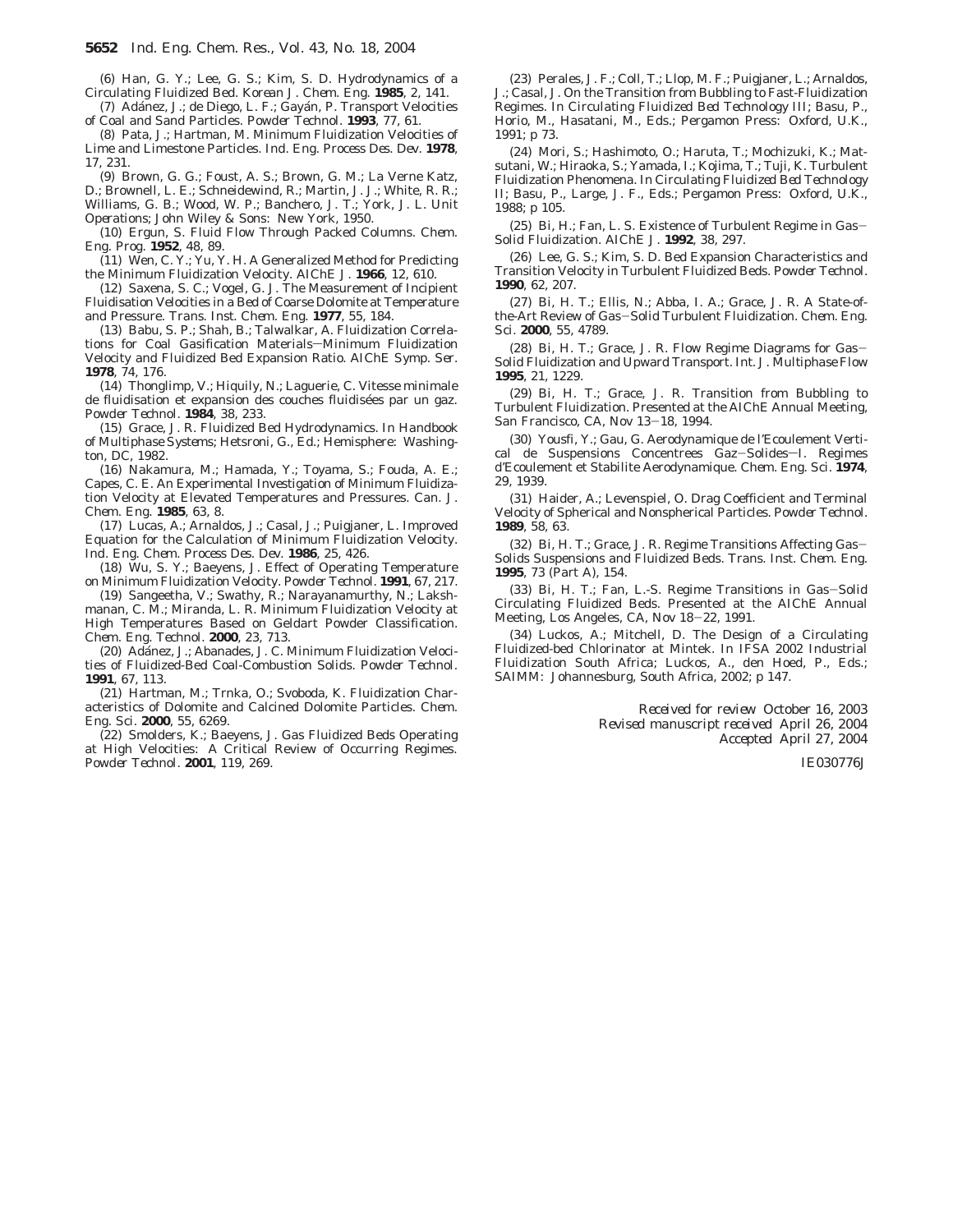(6) Han, G. Y.; Lee, G. S.; Kim, S. D. Hydrodynamics of a Circulating Fluidized Bed. *Korean J. Chem. Eng.* **1985**, 2, 141.

(7) Adánez, J.; de Diego, L. F.; Gayán, P. Transport Velocities of Coal and Sand Particles. *Powder Technol.* **1993**, 77, 61.

(8) Pata, J.; Hartman, M. Minimum Fluidization Velocities of Lime and Limestone Particles. *Ind. Eng. Process Des. Dev.* **1978**, 17, 231.

(9) Brown, G. G.; Foust, A. S.; Brown, G. M.; La Verne Katz, D.; Brownell, L. E.; Schneidewind, R.; Martin, J. J.; White, R. R.; Williams, G. B.; Wood, W. P.; Banchero, J. T.; York, J. L. *Unit Operations*; John Wiley & Sons: New York, 1950.

(10) Ergun, S. Fluid Flow Through Packed Columns. *Chem. Eng. Prog.* **1952**, 48, 89.

(11) Wen, C. Y.; Yu, Y. H. A Generalized Method for Predicting the Minimum Fluidization Velocity. *AIChE J.* **1966**, 12, 610.

(12) Saxena, S. C.; Vogel, G. J. The Measurement of Incipient Fluidisation Velocities in a Bed of Coarse Dolomite at Temperature and Pressure. *Trans. Inst. Chem. Eng.* **1977**, 55, 184.

(13) Babu, S. P.; Shah, B.; Talwalkar, A. Fluidization Correlations for Coal Gasification Materials—Minimum Fluidization Velocity and Fluidized Bed Expansion Ratio. *AIChE Symp. Ser.* **1978**, 74, 176.

(14) Thonglimp, V.; Hiquily, N.; Laguerie, C. Vitesse minimale de fluidisation et expansion des couches fluidisées par un gaz. *Powder Technol.* **1984**, 38, 233.

(15) Grace, J. R. Fluidized Bed Hydrodynamics. In *Handbook of Multiphase Systems*; Hetsroni, G., Ed.; Hemisphere: Washington, DC, 1982.

(16) Nakamura, M.; Hamada, Y.; Toyama, S.; Fouda, A. E.; Capes, C. E. An Experimental Investigation of Minimum Fluidization Velocity at Elevated Temperatures and Pressures. *Can. J. Chem. Eng.* **1985**, 63, 8.

(17) Lucas, A.; Arnaldos, J.; Casal, J.; Puigjaner, L. Improved Equation for the Calculation of Minimum Fluidization Velocity. *Ind. Eng. Chem. Process Des. Dev.* **1986**, 25, 426.

(18) Wu, S. Y.; Baeyens, J. Effect of Operating Temperature on Minimum Fluidization Velocity. *Powder Technol.* **1991**, 67, 217.

(19) Sangeetha, V.; Swathy, R.; Narayanamurthy, N.; Lakshmanan, C. M.; Miranda, L. R. Minimum Fluidization Velocity at High Temperatures Based on Geldart Powder Classification. *Chem. Eng. Technol.* **2000**, 23, 713.

(20) Adánez, J.; Abanades, J. C. Minimum Fluidization Velocities of Fluidized-Bed Coal-Combustion Solids. *Powder Technol.* **1991**, 67, 113.

(21) Hartman, M.; Trnka, O.; Svoboda, K. Fluidization Characteristics of Dolomite and Calcined Dolomite Particles. *Chem. Eng. Sci.* **2000**, 55, 6269.

(22) Smolders, K.; Baeyens, J. Gas Fluidized Beds Operating at High Velocities: A Critical Review of Occurring Regimes. *Powder Technol.* **2001**, 119, 269.

(23) Perales, J. F.; Coll, T.; Llop, M. F.; Puigjaner, L.; Arnaldos, J.; Casal, J. On the Transition from Bubbling to Fast-Fluidization Regimes. In *Circulating Fluidized Bed Technology III*; Basu, P., Horio, M., Hasatani, M., Eds.; Pergamon Press: Oxford, U.K., 1991; p 73.

(24) Mori, S.; Hashimoto, O.; Haruta, T.; Mochizuki, K.; Matsutani, W.; Hiraoka, S.; Yamada, I.; Kojima, T.; Tuji, K. Turbulent Fluidization Phenomena. In *Circulating Fluidized Bed Technology II*; Basu, P., Large, J. F., Eds.; Pergamon Press: Oxford, U.K., 1988; p 105.

(25) Bi, H.; Fan, L. S. Existence of Turbulent Regime in Gas–Solid Fluidization. *AIChE J.* **1992**, 38, 297.

(26) Lee, G. S.; Kim, S. D. Bed Expansion Characteristics and Transition Velocity in Turbulent Fluidized Beds. *Powder Technol.* **1990**, 62, 207.

(27) Bi, H. T.; Ellis, N.; Abba, I. A.; Grace, J. R. A State-of-the-Art Review of Gas–Solid Turbulent Fluidization. *Chem. Eng. Sci.* **2000**, 55, 4789.

(28) Bi, H. T.; Grace, J. R. Flow Regime Diagrams for Gas–Solid Fluidization and Upward Transport. *Int. J. Multiphase Flow* **1995**, 21, 1229.

(29) Bi, H. T.; Grace, J. R. Transition from Bubbling to Turbulent Fluidization. Presented at the AIChE Annual Meeting, San Francisco, CA, Nov 13–18, 1994.

(30) Yousfi, Y.; Gau, G. Aerodynamique de l'Ecoulement Vertical de Suspensions Concentrees Gaz–Solides—I. Regimes d'Ecoulement et Stabilite Aerodynamique. *Chem. Eng. Sci.* **1974**, 29, 1939.

(31) Haider, A.; Levenspiel, O. Drag Coefficient and Terminal Velocity of Spherical and Nonspherical Particles. *Powder Technol.* **1989**, 58, 63.

(32) Bi, H. T.; Grace, J. R. Regime Transitions Affecting Gas–Solids Suspensions and Fluidized Beds. *Trans. Inst. Chem. Eng.* **1995**, 73 (Part A), 154.

(33) Bi, H. T.; Fan, L.-S. Regime Transitions in Gas–Solid Circulating Fluidized Beds. Presented at the AIChE Annual Meeting, Los Angeles, CA, Nov 18–22, 1991.

(34) Luckos, A.; Mitchell, D. The Design of a Circulating Fluidized-bed Chlorinator at Mintek. In *IFSA 2002 Industrial Fluidization South Africa*; Luckos, A., den Hoed, P., Eds.; SAIMM: Johannesburg, South Africa, 2002; p 147.

*Received for review October 16, 2003*
*Revised manuscript received April 26, 2004*
*Accepted April 27, 2004*

IE030776J